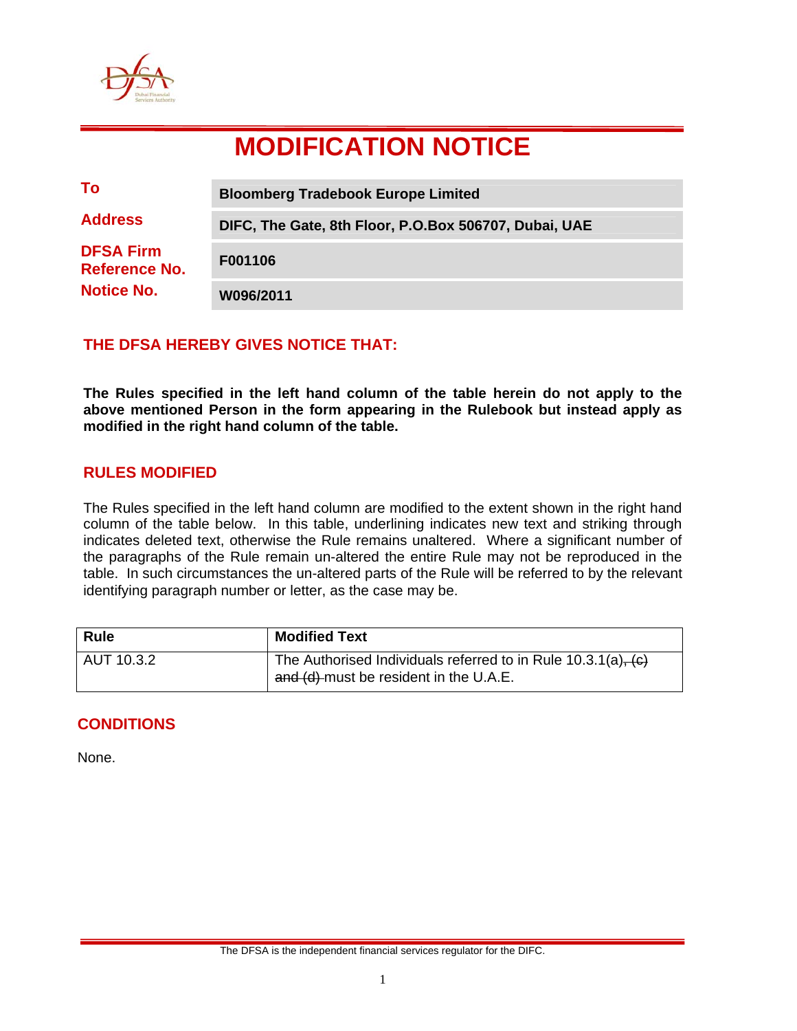# MODIFICATION NOTICE

| | |
|---|---|
| **To** | **Bloomberg Tradebook Europe Limited** |
| **Address** | **DIFC, The Gate, 8th Floor, P.O.Box 506707, Dubai, UAE** |
| **DFSA Firm Reference No.** | **F001106** |
| **Notice No.** | **W096/2011** |

## THE DFSA HEREBY GIVES NOTICE THAT:

**The Rules specified in the left hand column of the table herein do not apply to the above mentioned Person in the form appearing in the Rulebook but instead apply as modified in the right hand column of the table.**

## RULES MODIFIED

The Rules specified in the left hand column are modified to the extent shown in the right hand column of the table below. In this table, underlining indicates new text and striking through indicates deleted text, otherwise the Rule remains unaltered. Where a significant number of the paragraphs of the Rule remain un-altered the entire Rule may not be reproduced in the table. In such circumstances the un-altered parts of the Rule will be referred to by the relevant identifying paragraph number or letter, as the case may be.

| Rule | Modified Text |
|---|---|
| AUT 10.3.2 | The Authorised Individuals referred to in Rule 10.3.1(a)~~, (c) and (d)~~ must be resident in the U.A.E. |

## CONDITIONS

None.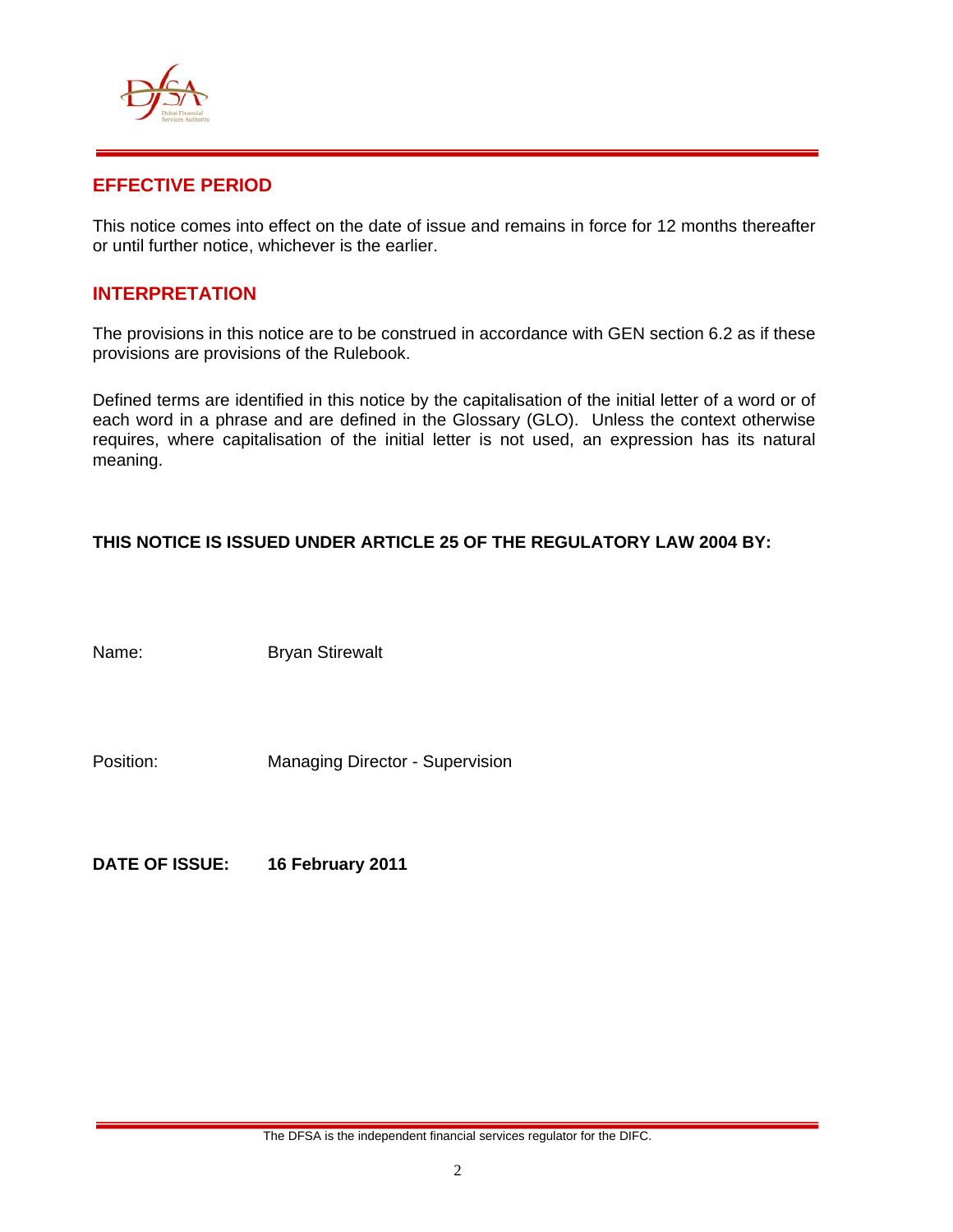## EFFECTIVE PERIOD

This notice comes into effect on the date of issue and remains in force for 12 months thereafter or until further notice, whichever is the earlier.

## INTERPRETATION

The provisions in this notice are to be construed in accordance with GEN section 6.2 as if these provisions are provisions of the Rulebook.

Defined terms are identified in this notice by the capitalisation of the initial letter of a word or of each word in a phrase and are defined in the Glossary (GLO). Unless the context otherwise requires, where capitalisation of the initial letter is not used, an expression has its natural meaning.

**THIS NOTICE IS ISSUED UNDER ARTICLE 25 OF THE REGULATORY LAW 2004 BY:**

Name: Bryan Stirewalt

Position: Managing Director - Supervision

**DATE OF ISSUE: 16 February 2011**

The DFSA is the independent financial services regulator for the DIFC.